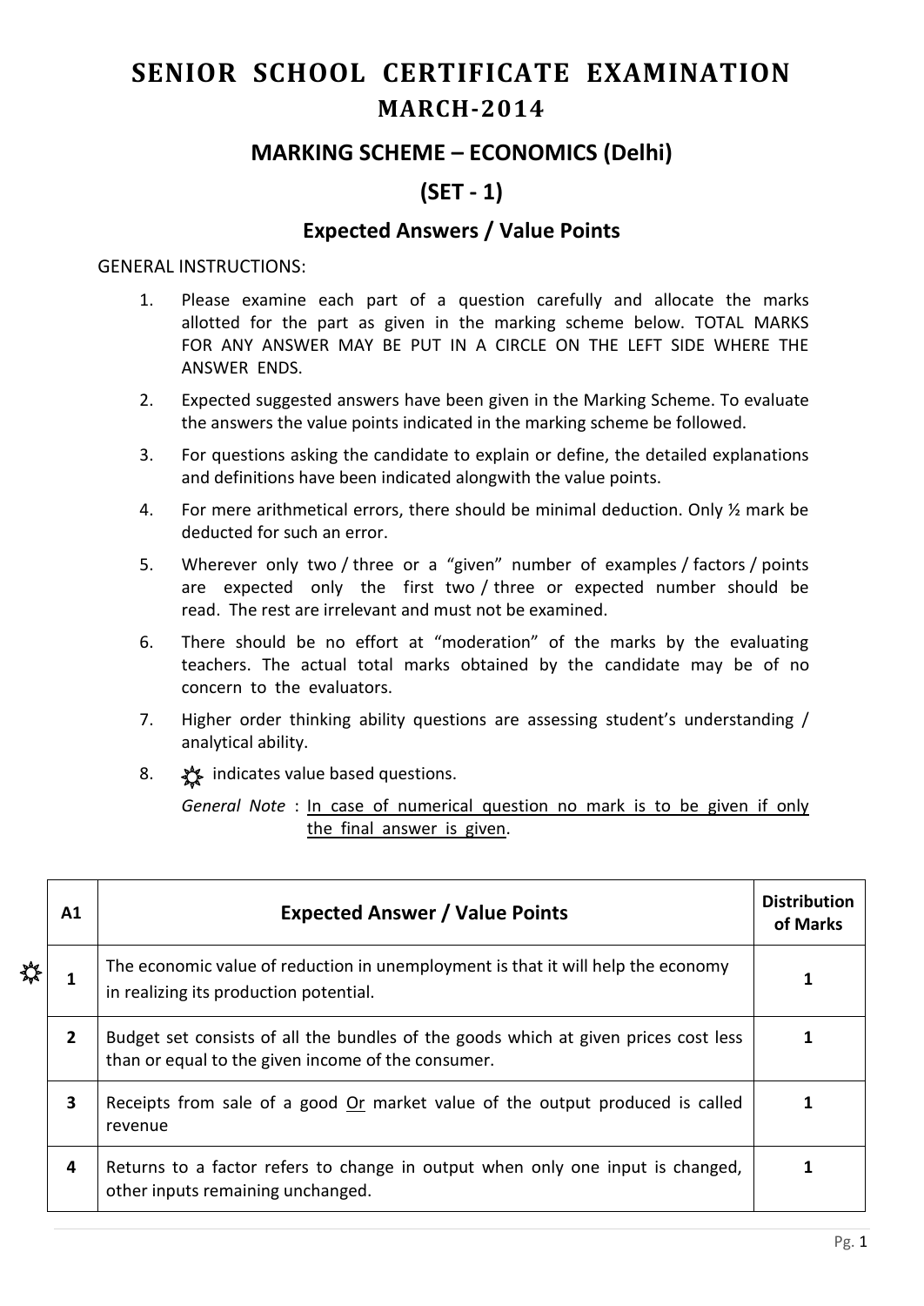# SENIOR SCHOOL CERTIFICATE EXAMINATION

## MARCH-2014

## MARKING SCHEME – ECONOMICS (Delhi)

## (SET - 1)

### Expected Answers / Value Points

GENERAL INSTRUCTIONS:

1. Please examine each part of a question carefully and allocate the marks allotted for the part as given in the marking scheme below. TOTAL MARKS FOR ANY ANSWER MAY BE PUT IN A CIRCLE ON THE LEFT SIDE WHERE THE ANSWER ENDS.
2. Expected suggested answers have been given in the Marking Scheme. To evaluate the answers the value points indicated in the marking scheme be followed.
3. For questions asking the candidate to explain or define, the detailed explanations and definitions have been indicated alongwith the value points.
4. For mere arithmetical errors, there should be minimal deduction. Only ½ mark be deducted for such an error.
5. Wherever only two / three or a "given" number of examples / factors / points are expected only the first two / three or expected number should be read. The rest are irrelevant and must not be examined.
6. There should be no effort at "moderation" of the marks by the evaluating teachers. The actual total marks obtained by the candidate may be of no concern to the evaluators.
7. Higher order thinking ability questions are assessing student's understanding / analytical ability.
8. ☼ indicates value based questions.

   *General Note* : In case of numerical question no mark is to be given if only the final answer is given.

| A1 | Expected Answer / Value Points | Distribution of Marks |
|---|---|---|
| ☼ 1 | The economic value of reduction in unemployment is that it will help the economy in realizing its production potential. | 1 |
| 2 | Budget set consists of all the bundles of the goods which at given prices cost less than or equal to the given income of the consumer. | 1 |
| 3 | Receipts from sale of a good Or market value of the output produced is called revenue | 1 |
| 4 | Returns to a factor refers to change in output when only one input is changed, other inputs remaining unchanged. | 1 |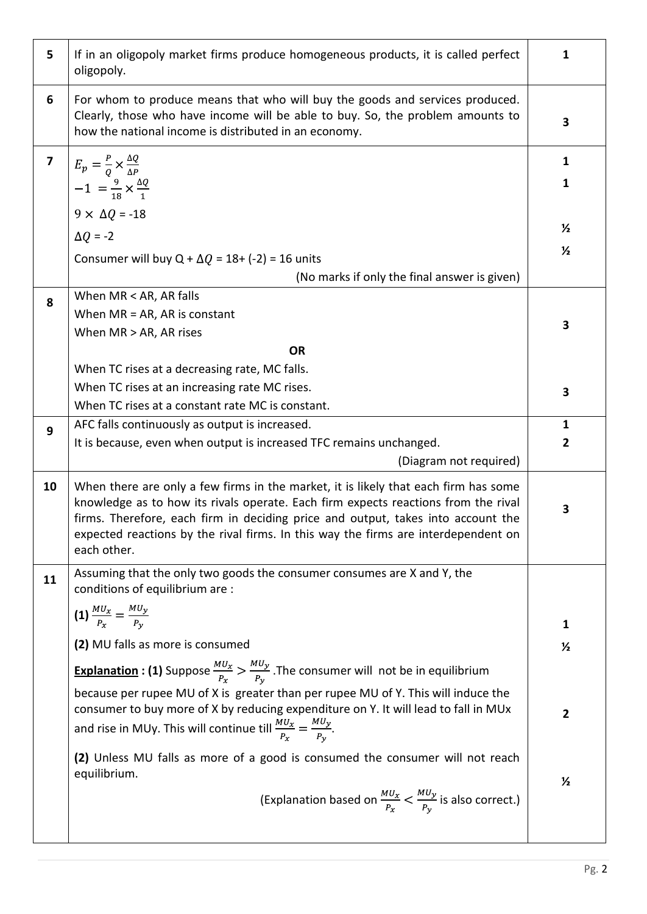| | | |
|---|---|---|
| 5 | If in an oligopoly market firms produce homogeneous products, it is called perfect oligopoly. | 1 |
| 6 | For whom to produce means that who will buy the goods and services produced. Clearly, those who have income will be able to buy. So, the problem amounts to how the national income is distributed in an economy. | 3 |
| 7 | $E_p = \frac{P}{Q} \times \frac{\Delta Q}{\Delta P}$<br>$-1 = \frac{9}{18} \times \frac{\Delta Q}{1}$<br>$9 \times \Delta Q = -18$<br>$\Delta Q = -2$<br>Consumer will buy Q + $\Delta Q$ = 18+ (-2) = 16 units<br>(No marks if only the final answer is given) | 1<br>1<br><br>½<br>½ |
| 8 | When MR < AR, AR falls<br>When MR = AR, AR is constant<br>When MR > AR, AR rises<br>**OR**<br>When TC rises at a decreasing rate, MC falls.<br>When TC rises at an increasing rate MC rises.<br>When TC rises at a constant rate MC is constant. | 3<br><br><br><br>3 |
| 9 | AFC falls continuously as output is increased.<br>It is because, even when output is increased TFC remains unchanged.<br>(Diagram not required) | 1<br>2 |
| 10 | When there are only a few firms in the market, it is likely that each firm has some knowledge as to how its rivals operate. Each firm expects reactions from the rival firms. Therefore, each firm in deciding price and output, takes into account the expected reactions by the rival firms. In this way the firms are interdependent on each other. | 3 |
| 11 | Assuming that the only two goods the consumer consumes are X and Y, the conditions of equilibrium are :<br>**(1)** $\frac{MU_x}{P_x} = \frac{MU_y}{P_y}$<br>**(2)** MU falls as more is consumed<br>**Explanation : (1)** Suppose $\frac{MU_x}{P_x} > \frac{MU_y}{P_y}$. The consumer will not be in equilibrium because per rupee MU of X is greater than per rupee MU of Y. This will induce the consumer to buy more of X by reducing expenditure on Y. It will lead to fall in MUx and rise in MUy. This will continue till $\frac{MU_x}{P_x} = \frac{MU_y}{P_y}$.<br>**(2)** Unless MU falls as more of a good is consumed the consumer will not reach equilibrium.<br>(Explanation based on $\frac{MU_x}{P_x} < \frac{MU_y}{P_y}$ is also correct.) | <br>1<br>½<br><br>2<br><br>½ |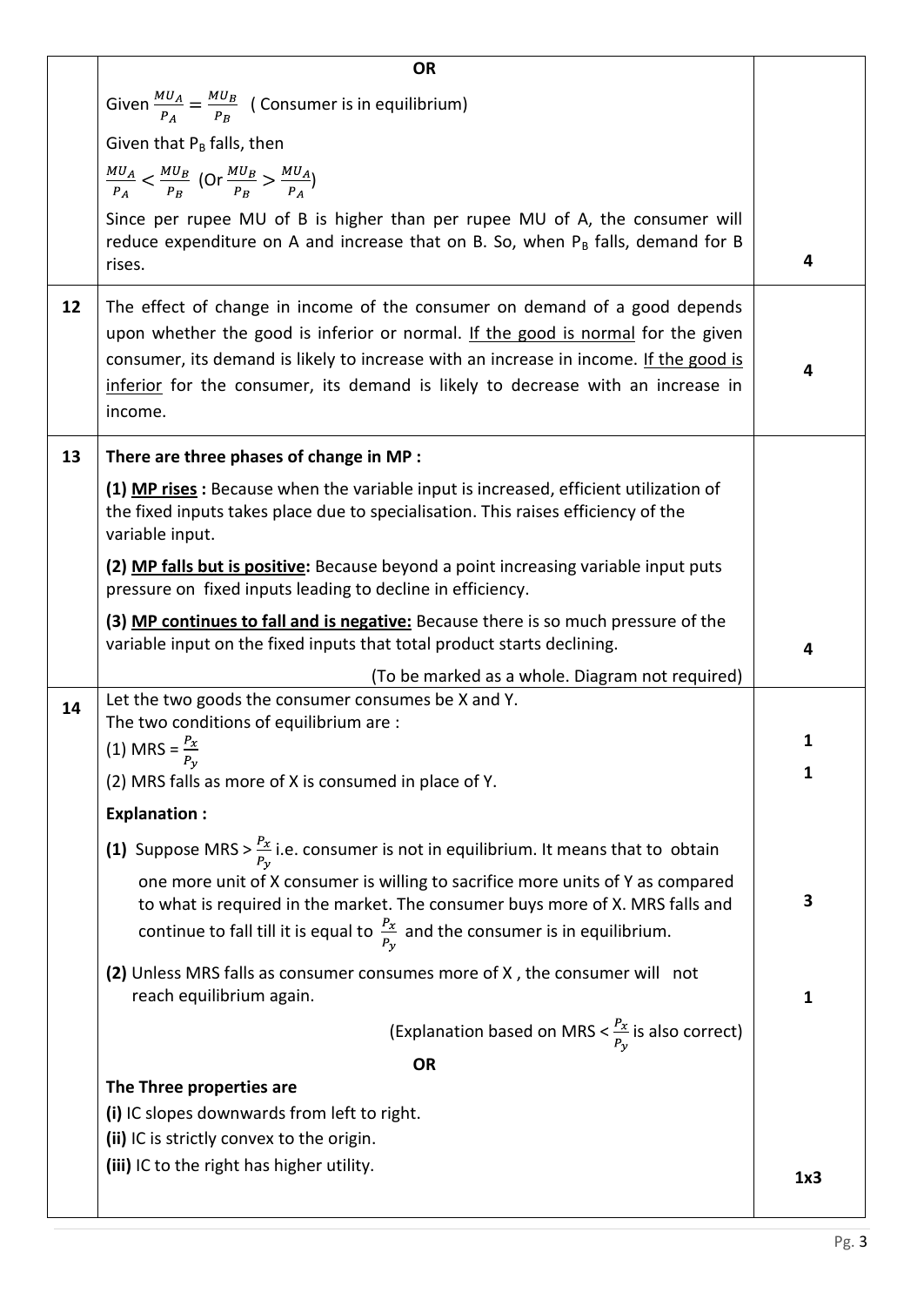| | | |
|---|---|---|
| | **OR**<br>Given $\frac{MU_A}{P_A} = \frac{MU_B}{P_B}$ ( Consumer is in equilibrium)<br>Given that $P_B$ falls, then<br>$\frac{MU_A}{P_A} < \frac{MU_B}{P_B}$ (Or $\frac{MU_B}{P_B} > \frac{MU_A}{P_A}$)<br>Since per rupee MU of B is higher than per rupee MU of A, the consumer will reduce expenditure on A and increase that on B. So, when $P_B$ falls, demand for B rises. | 4 |
| 12 | The effect of change in income of the consumer on demand of a good depends upon whether the good is inferior or normal. <u>If the good is normal</u> for the given consumer, its demand is likely to increase with an increase in income. <u>If the good is inferior</u> for the consumer, its demand is likely to decrease with an increase in income. | 4 |
| 13 | **There are three phases of change in MP :**<br>**(1) <u>MP rises</u> :** Because when the variable input is increased, efficient utilization of the fixed inputs takes place due to specialisation. This raises efficiency of the variable input.<br>**(2) <u>MP falls but is positive</u>:** Because beyond a point increasing variable input puts pressure on fixed inputs leading to decline in efficiency.<br>**(3) <u>MP continues to fall and is negative:</u>** Because there is so much pressure of the variable input on the fixed inputs that total product starts declining.<br>(To be marked as a whole. Diagram not required) | 4 |
| 14 | Let the two goods the consumer consumes be X and Y.<br>The two conditions of equilibrium are :<br>(1) MRS = $\frac{P_x}{P_y}$<br>(2) MRS falls as more of X is consumed in place of Y. | 1<br>1 |
| | **Explanation :**<br>**(1)** Suppose MRS > $\frac{P_x}{P_y}$ i.e. consumer is not in equilibrium. It means that to obtain one more unit of X consumer is willing to sacrifice more units of Y as compared to what is required in the market. The consumer buys more of X. MRS falls and continue to fall till it is equal to $\frac{P_x}{P_y}$ and the consumer is in equilibrium. | 3 |
| | **(2)** Unless MRS falls as consumer consumes more of X , the consumer will not reach equilibrium again.<br>(Explanation based on MRS < $\frac{P_x}{P_y}$ is also correct) | 1 |
| | **OR**<br>**The Three properties are**<br>**(i)** IC slopes downwards from left to right.<br>**(ii)** IC is strictly convex to the origin.<br>**(iii)** IC to the right has higher utility. | 1x3 |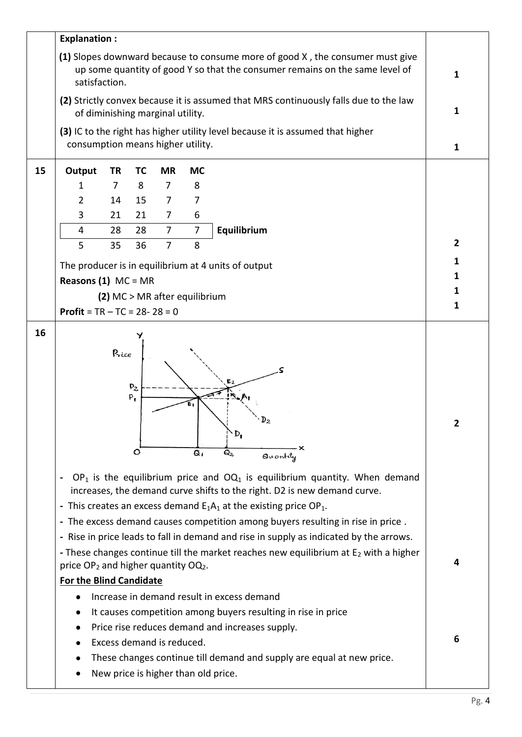**Explanation :**

**(1)** Slopes downward because to consume more of good X , the consumer must give up some quantity of good Y so that the consumer remains on the same level of satisfaction. — 1

**(2)** Strictly convex because it is assumed that MRS continuously falls due to the law of diminishing marginal utility. — 1

**(3)** IC to the right has higher utility level because it is assumed that higher consumption means higher utility. — 1

**15**

| Output | TR | TC | MR | MC | |
|---|---|---|---|---|---|
| 1 | 7 | 8 | 7 | 8 | |
| 2 | 14 | 15 | 7 | 7 | |
| 3 | 21 | 21 | 7 | 6 | |
| 4 | 28 | 28 | 7 | 7 | **Equilibrium** |
| 5 | 35 | 36 | 7 | 8 | |

— 2

The producer is in equilibrium at 4 units of output — 1

**Reasons (1)** MC = MR — 1

**(2)** MC > MR after equilibrium — 1

**Profit** = TR – TC = 28- 28 = 0 — 1

**16**

— 2

- $OP_1$ is the equilibrium price and $OQ_1$ is equilibrium quantity. When demand increases, the demand curve shifts to the right. D2 is new demand curve.
- This creates an excess demand $E_1A_1$ at the existing price $OP_1$.
- The excess demand causes competition among buyers resulting in rise in price .
- Rise in price leads to fall in demand and rise in supply as indicated by the arrows.
- These changes continue till the market reaches new equilibrium at $E_2$ with a higher price $OP_2$ and higher quantity $OQ_2$.

— 4

**For the Blind Candidate**

- Increase in demand result in excess demand
- It causes competition among buyers resulting in rise in price
- Price rise reduces demand and increases supply.
- Excess demand is reduced.
- These changes continue till demand and supply are equal at new price.
- New price is higher than old price.

— 6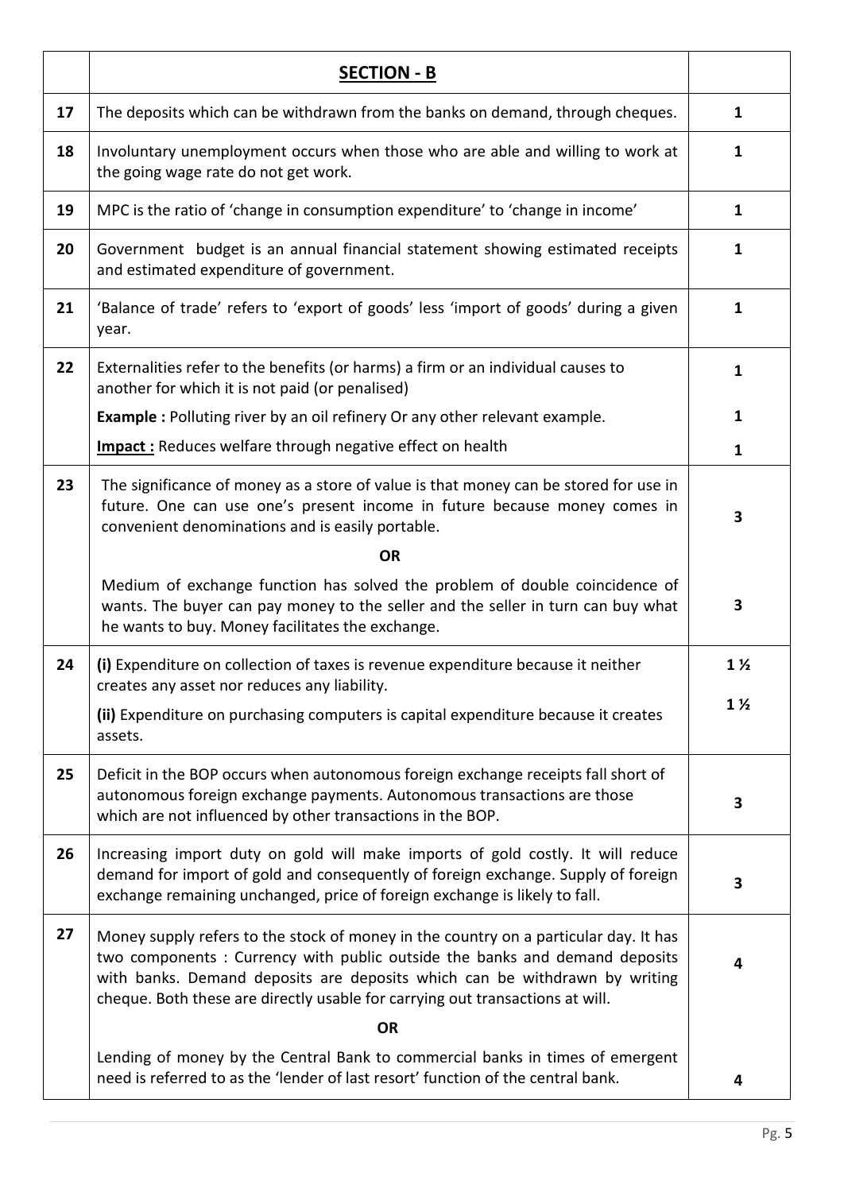|  | **SECTION - B** |  |
|---|---|---|
| 17 | The deposits which can be withdrawn from the banks on demand, through cheques. | 1 |
| 18 | Involuntary unemployment occurs when those who are able and willing to work at the going wage rate do not get work. | 1 |
| 19 | MPC is the ratio of 'change in consumption expenditure' to 'change in income' | 1 |
| 20 | Government budget is an annual financial statement showing estimated receipts and estimated expenditure of government. | 1 |
| 21 | 'Balance of trade' refers to 'export of goods' less 'import of goods' during a given year. | 1 |
| 22 | Externalities refer to the benefits (or harms) a firm or an individual causes to another for which it is not paid (or penalised) | 1 |
|  | **Example :** Polluting river by an oil refinery Or any other relevant example. | 1 |
|  | **Impact :** Reduces welfare through negative effect on health | 1 |
| 23 | The significance of money as a store of value is that money can be stored for use in future. One can use one's present income in future because money comes in convenient denominations and is easily portable. | 3 |
|  | **OR** |  |
|  | Medium of exchange function has solved the problem of double coincidence of wants. The buyer can pay money to the seller and the seller in turn can buy what he wants to buy. Money facilitates the exchange. | 3 |
| 24 | **(i)** Expenditure on collection of taxes is revenue expenditure because it neither creates any asset nor reduces any liability. | 1 ½ |
|  | **(ii)** Expenditure on purchasing computers is capital expenditure because it creates assets. | 1 ½ |
| 25 | Deficit in the BOP occurs when autonomous foreign exchange receipts fall short of autonomous foreign exchange payments. Autonomous transactions are those which are not influenced by other transactions in the BOP. | 3 |
| 26 | Increasing import duty on gold will make imports of gold costly. It will reduce demand for import of gold and consequently of foreign exchange. Supply of foreign exchange remaining unchanged, price of foreign exchange is likely to fall. | 3 |
| 27 | Money supply refers to the stock of money in the country on a particular day. It has two components : Currency with public outside the banks and demand deposits with banks. Demand deposits are deposits which can be withdrawn by writing cheque. Both these are directly usable for carrying out transactions at will. | 4 |
|  | **OR** |  |
|  | Lending of money by the Central Bank to commercial banks in times of emergent need is referred to as the 'lender of last resort' function of the central bank. | 4 |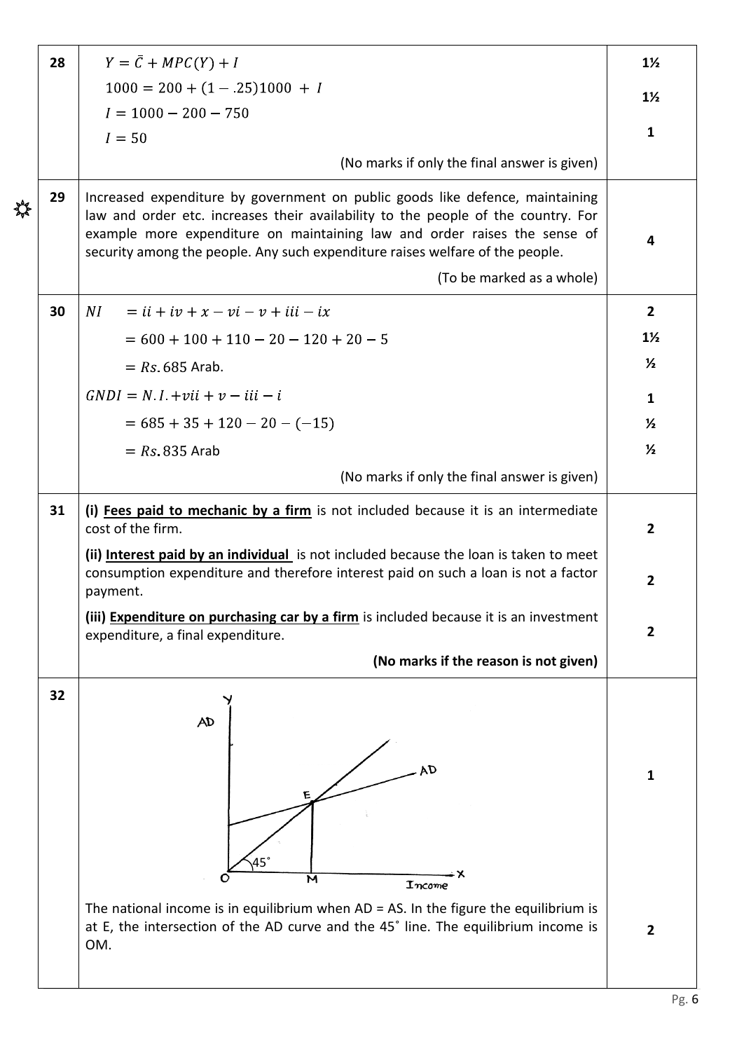| Q | Answer | Marks |
|---|---|---|
| 28 | $Y = \bar{C} + MPC(Y) + I$ <br> $1000 = 200 + (1 - .25)1000 + I$ <br> $I = 1000 - 200 - 750$ <br> $I = 50$ <br> (No marks if only the final answer is given) | 1½ <br> 1½ <br> 1 |
| 29 | Increased expenditure by government on public goods like defence, maintaining law and order etc. increases their availability to the people of the country. For example more expenditure on maintaining law and order raises the sense of security among the people. Any such expenditure raises welfare of the people. <br> (To be marked as a whole) | 4 |
| 30 | $NI = ii + iv + x - vi - v + iii - ix$ <br> $= 600 + 100 + 110 - 20 - 120 + 20 - 5$ <br> $= Rs. 685$ Arab. <br> $GNDI = N.I. + vii + v - iii - i$ <br> $= 685 + 35 + 120 - 20 - (-15)$ <br> $= Rs. 835$ Arab <br> (No marks if only the final answer is given) | 2 <br> 1½ <br> ½ <br> 1 <br> ½ <br> ½ |
| 31 | **(i) Fees paid to mechanic by a firm** is not included because it is an intermediate cost of the firm. <br> **(ii) Interest paid by an individual** is not included because the loan is taken to meet consumption expenditure and therefore interest paid on such a loan is not a factor payment. <br> **(iii) Expenditure on purchasing car by a firm** is included because it is an investment expenditure, a final expenditure. <br> **(No marks if the reason is not given)** | 2 <br> 2 <br> 2 |
| 32 | [Diagram: AD on Y-axis, Income on X-axis; AD curve intersects 45° line from origin O at E; perpendicular from E meets X-axis at M] <br> The national income is in equilibrium when AD = AS. In the figure the equilibrium is at E, the intersection of the AD curve and the 45˚ line. The equilibrium income is OM. | 1 <br> 2 |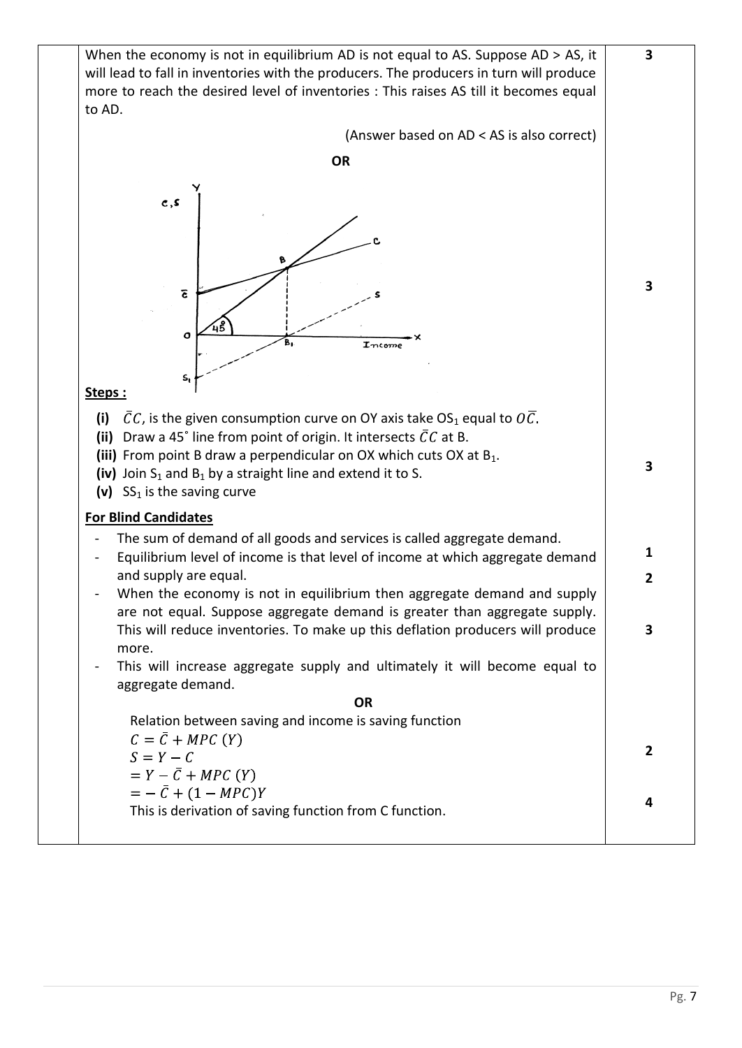| | | |
|---|---|---|
| | When the economy is not in equilibrium AD is not equal to AS. Suppose AD > AS, it will lead to fall in inventories with the producers. The producers in turn will produce more to reach the desired level of inventories : This raises AS till it becomes equal to AD.<br><br>(Answer based on AD < AS is also correct)<br><br>**OR** | 3 |
| | Y<br>C,S<br>C<br>B<br>$\bar{C}$<br>S<br>O<br>45°<br>$B_1$<br>Income<br>X<br>$S_1$ | 3 |
| | **Steps :**<br>**(i)** $\bar{C}C$, is the given consumption curve on OY axis take $OS_1$ equal to $O\bar{C}$.<br>**(ii)** Draw a 45˚ line from point of origin. It intersects $\bar{C}C$ at B.<br>**(iii)** From point B draw a perpendicular on OX which cuts OX at $B_1$.<br>**(iv)** Join $S_1$ and $B_1$ by a straight line and extend it to S.<br>**(v)** $SS_1$ is the saving curve | 3 |
| | **For Blind Candidates**<br>- The sum of demand of all goods and services is called aggregate demand.<br>- Equilibrium level of income is that level of income at which aggregate demand and supply are equal.<br>- When the economy is not in equilibrium then aggregate demand and supply are not equal. Suppose aggregate demand is greater than aggregate supply. This will reduce inventories. To make up this deflation producers will produce more.<br>- This will increase aggregate supply and ultimately it will become equal to aggregate demand. | 1<br>2<br>3 |
| | **OR**<br>Relation between saving and income is saving function<br>$C = \bar{C} + MPC\ (Y)$<br>$S = Y - C$<br>$= Y - \bar{C} + MPC\ (Y)$<br>$= -\bar{C} + (1 - MPC)Y$<br>This is derivation of saving function from C function. | 2<br>4 |